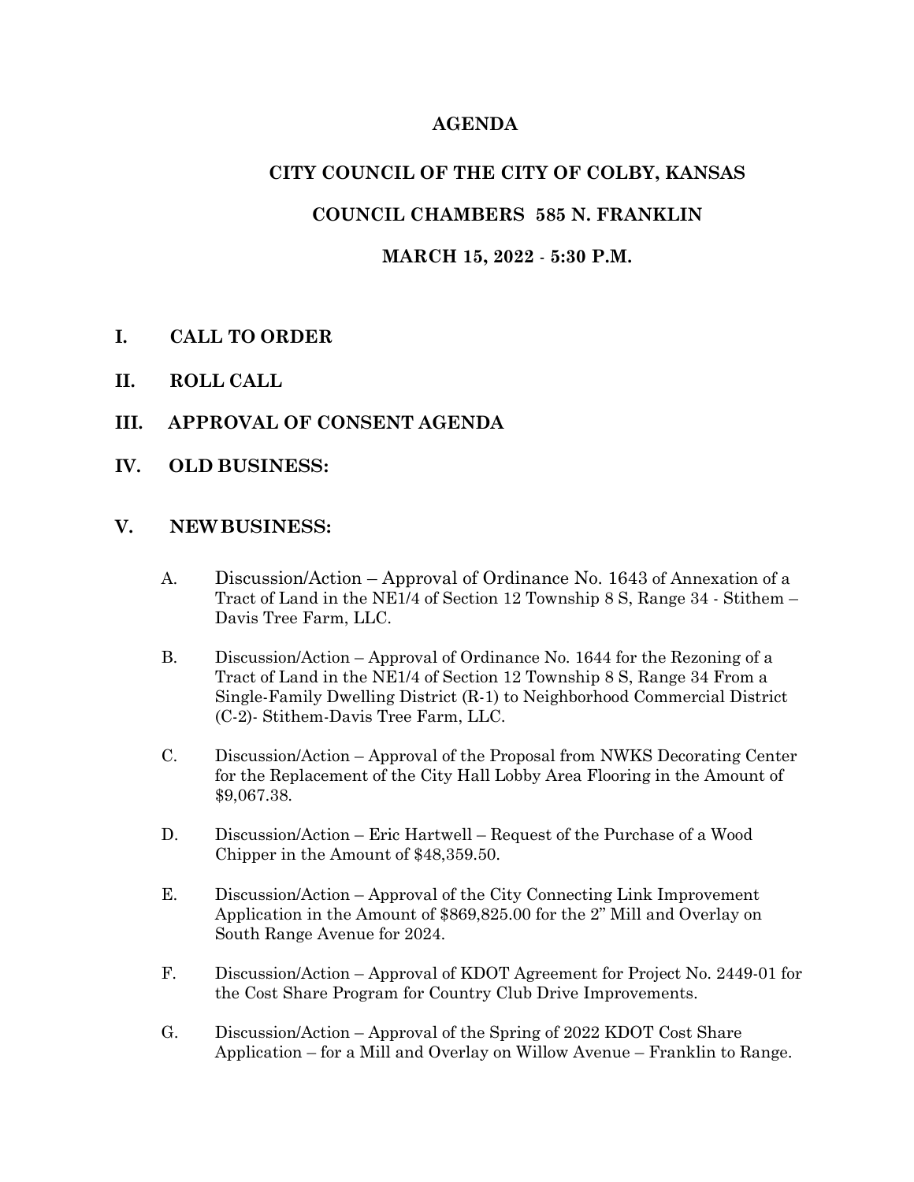# AGENDA

## CITY COUNCIL OF THE CITY OF COLBY, KANSAS

## COUNCIL CHAMBERS 585 N. FRANKLIN

## MARCH 15, 2022 - 5:30 P.M.

**I. CALL TO ORDER**

**II. ROLL CALL**

**III. APPROVAL OF CONSENT AGENDA**

**IV. OLD BUSINESS:**

**V. NEW BUSINESS:**

A. Discussion/Action – Approval of Ordinance No. 1643 of Annexation of a Tract of Land in the NE1/4 of Section 12 Township 8 S, Range 34 - Stithem – Davis Tree Farm, LLC.

B. Discussion/Action – Approval of Ordinance No. 1644 for the Rezoning of a Tract of Land in the NE1/4 of Section 12 Township 8 S, Range 34 From a Single-Family Dwelling District (R-1) to Neighborhood Commercial District (C-2)- Stithem-Davis Tree Farm, LLC.

C. Discussion/Action – Approval of the Proposal from NWKS Decorating Center for the Replacement of the City Hall Lobby Area Flooring in the Amount of $9,067.38.

D. Discussion/Action – Eric Hartwell – Request of the Purchase of a Wood Chipper in the Amount of $48,359.50.

E. Discussion/Action – Approval of the City Connecting Link Improvement Application in the Amount of $869,825.00 for the 2" Mill and Overlay on South Range Avenue for 2024.

F. Discussion/Action – Approval of KDOT Agreement for Project No. 2449-01 for the Cost Share Program for Country Club Drive Improvements.

G. Discussion/Action – Approval of the Spring of 2022 KDOT Cost Share Application – for a Mill and Overlay on Willow Avenue – Franklin to Range.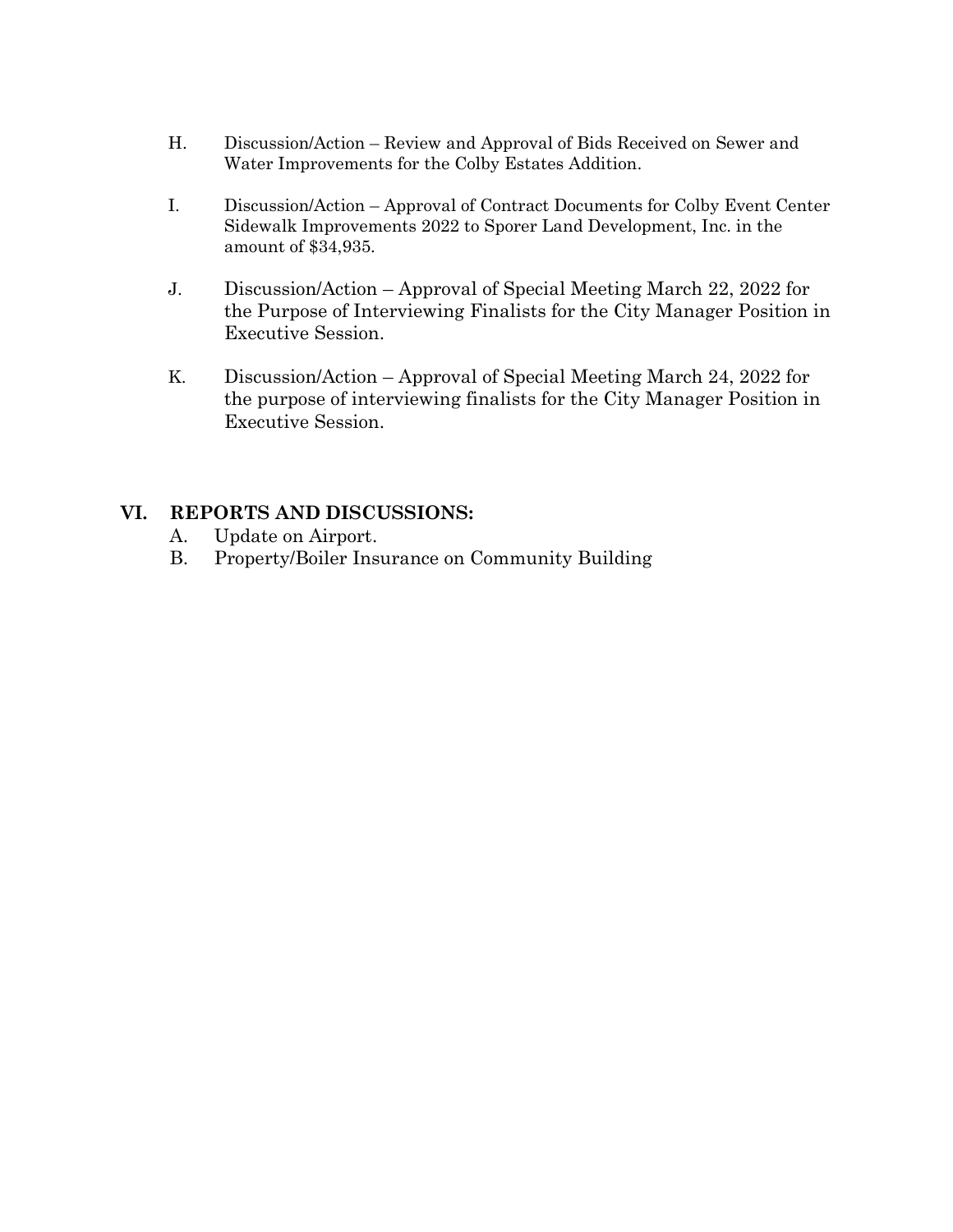H. Discussion/Action – Review and Approval of Bids Received on Sewer and Water Improvements for the Colby Estates Addition.

I. Discussion/Action – Approval of Contract Documents for Colby Event Center Sidewalk Improvements 2022 to Sporer Land Development, Inc. in the amount of $34,935.

J. Discussion/Action – Approval of Special Meeting March 22, 2022 for the Purpose of Interviewing Finalists for the City Manager Position in Executive Session.

K. Discussion/Action – Approval of Special Meeting March 24, 2022 for the purpose of interviewing finalists for the City Manager Position in Executive Session.

## VI. REPORTS AND DISCUSSIONS:

A. Update on Airport.

B. Property/Boiler Insurance on Community Building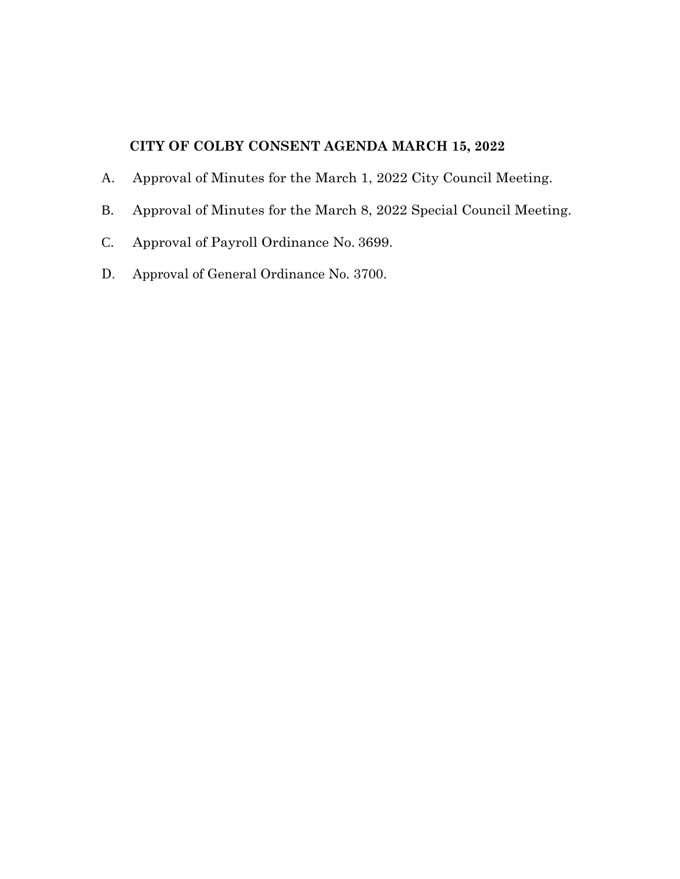**CITY OF COLBY CONSENT AGENDA MARCH 15, 2022**

A. Approval of Minutes for the March 1, 2022 City Council Meeting.

B. Approval of Minutes for the March 8, 2022 Special Council Meeting.

C. Approval of Payroll Ordinance No. 3699.

D. Approval of General Ordinance No. 3700.